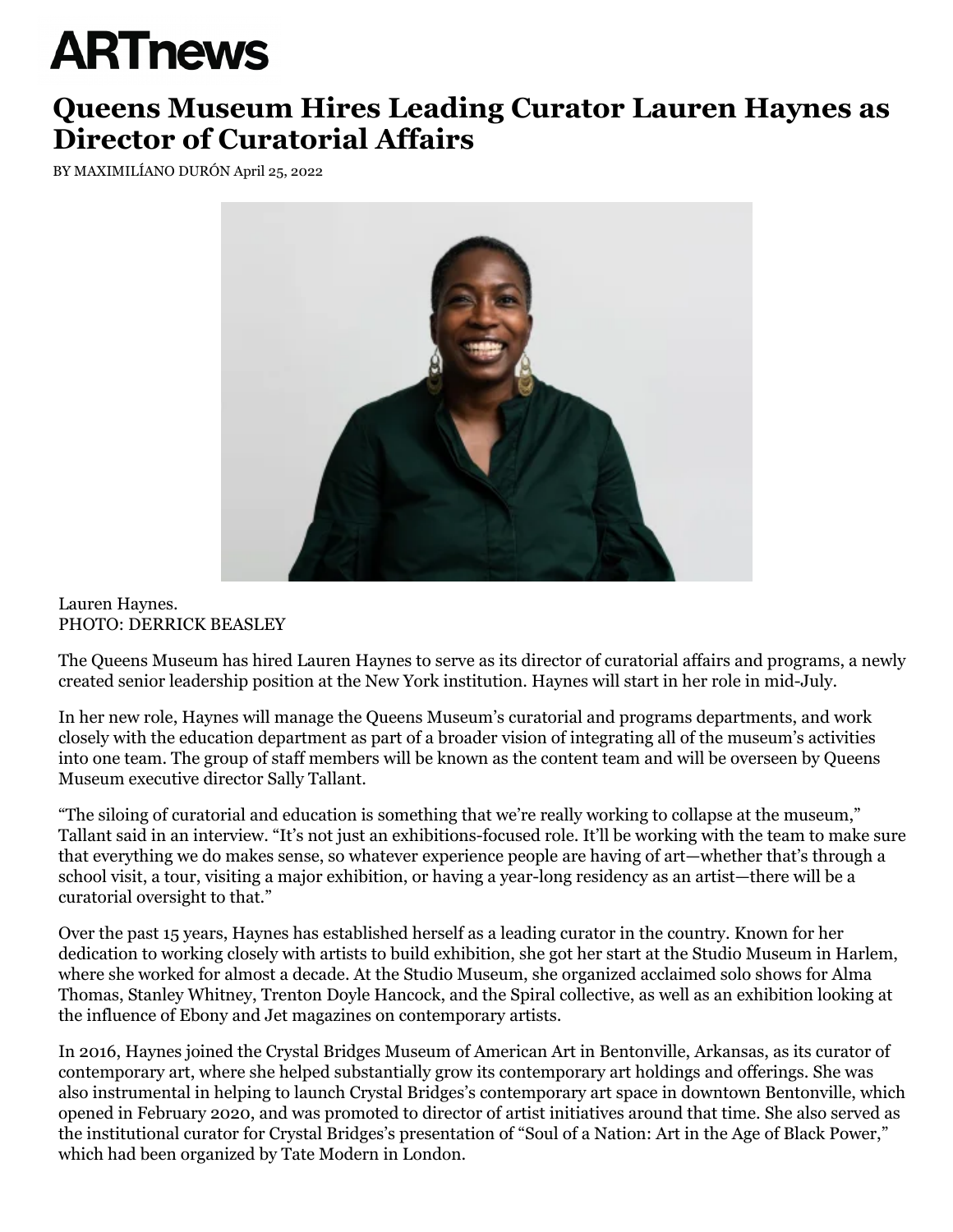# ARTnews

## Queens Museum Hires Leading Curator Lauren Haynes as Director of Curatorial Affairs

BY MAXIMILÍANO DURÓN April 25, 2022

Lauren Haynes.
PHOTO: DERRICK BEASLEY

The Queens Museum has hired Lauren Haynes to serve as its director of curatorial affairs and programs, a newly created senior leadership position at the New York institution. Haynes will start in her role in mid-July.

In her new role, Haynes will manage the Queens Museum's curatorial and programs departments, and work closely with the education department as part of a broader vision of integrating all of the museum's activities into one team. The group of staff members will be known as the content team and will be overseen by Queens Museum executive director Sally Tallant.

"The siloing of curatorial and education is something that we're really working to collapse at the museum," Tallant said in an interview. "It's not just an exhibitions-focused role. It'll be working with the team to make sure that everything we do makes sense, so whatever experience people are having of art—whether that's through a school visit, a tour, visiting a major exhibition, or having a year-long residency as an artist—there will be a curatorial oversight to that."

Over the past 15 years, Haynes has established herself as a leading curator in the country. Known for her dedication to working closely with artists to build exhibition, she got her start at the Studio Museum in Harlem, where she worked for almost a decade. At the Studio Museum, she organized acclaimed solo shows for Alma Thomas, Stanley Whitney, Trenton Doyle Hancock, and the Spiral collective, as well as an exhibition looking at the influence of Ebony and Jet magazines on contemporary artists.

In 2016, Haynes joined the Crystal Bridges Museum of American Art in Bentonville, Arkansas, as its curator of contemporary art, where she helped substantially grow its contemporary art holdings and offerings. She was also instrumental in helping to launch Crystal Bridges's contemporary art space in downtown Bentonville, which opened in February 2020, and was promoted to director of artist initiatives around that time. She also served as the institutional curator for Crystal Bridges's presentation of "Soul of a Nation: Art in the Age of Black Power," which had been organized by Tate Modern in London.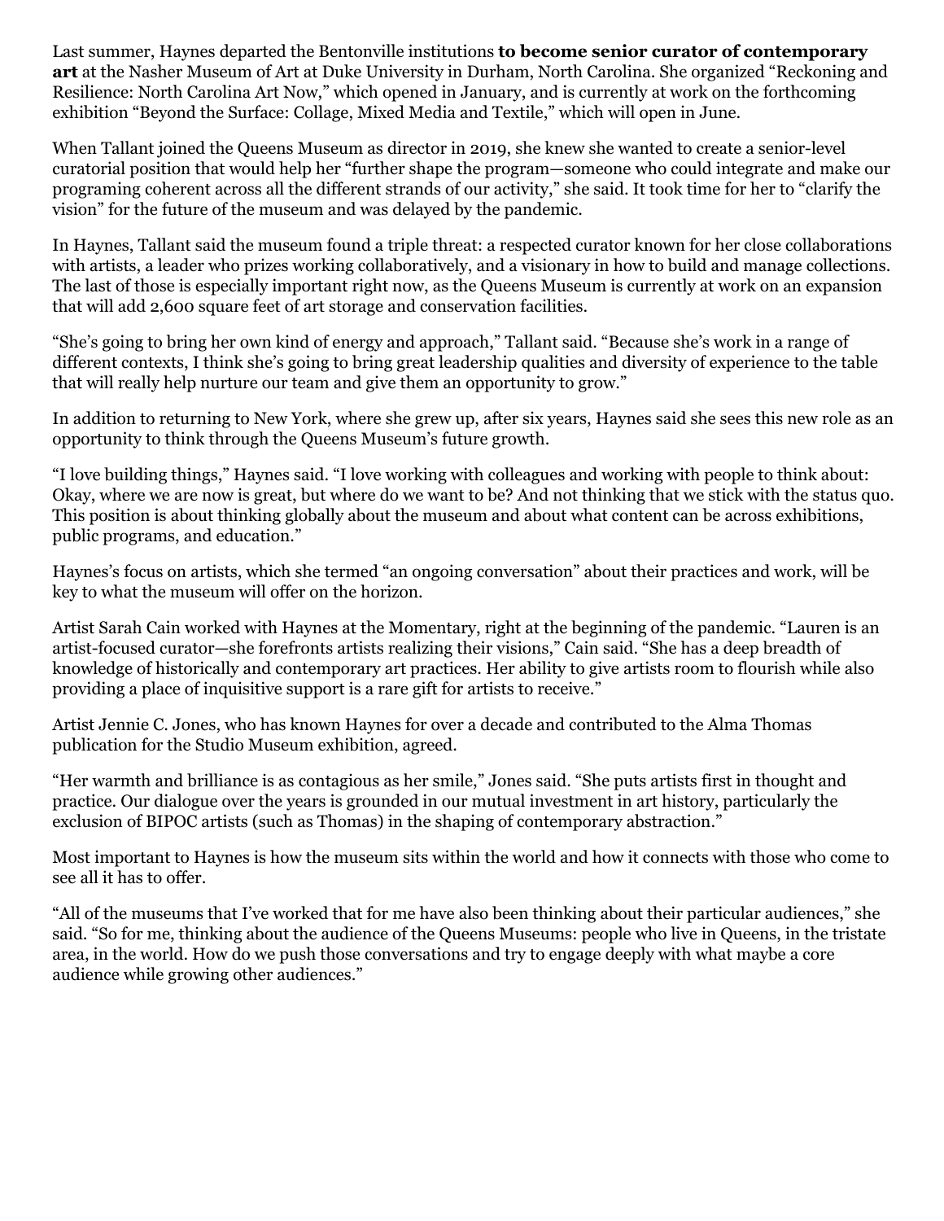Last summer, Haynes departed the Bentonville institutions **to become senior curator of contemporary art** at the Nasher Museum of Art at Duke University in Durham, North Carolina. She organized "Reckoning and Resilience: North Carolina Art Now," which opened in January, and is currently at work on the forthcoming exhibition "Beyond the Surface: Collage, Mixed Media and Textile," which will open in June.

When Tallant joined the Queens Museum as director in 2019, she knew she wanted to create a senior-level curatorial position that would help her "further shape the program—someone who could integrate and make our programing coherent across all the different strands of our activity," she said. It took time for her to "clarify the vision" for the future of the museum and was delayed by the pandemic.

In Haynes, Tallant said the museum found a triple threat: a respected curator known for her close collaborations with artists, a leader who prizes working collaboratively, and a visionary in how to build and manage collections. The last of those is especially important right now, as the Queens Museum is currently at work on an expansion that will add 2,600 square feet of art storage and conservation facilities.

"She's going to bring her own kind of energy and approach," Tallant said. "Because she's work in a range of different contexts, I think she's going to bring great leadership qualities and diversity of experience to the table that will really help nurture our team and give them an opportunity to grow."

In addition to returning to New York, where she grew up, after six years, Haynes said she sees this new role as an opportunity to think through the Queens Museum's future growth.

"I love building things," Haynes said. "I love working with colleagues and working with people to think about: Okay, where we are now is great, but where do we want to be? And not thinking that we stick with the status quo. This position is about thinking globally about the museum and about what content can be across exhibitions, public programs, and education."

Haynes's focus on artists, which she termed "an ongoing conversation" about their practices and work, will be key to what the museum will offer on the horizon.

Artist Sarah Cain worked with Haynes at the Momentary, right at the beginning of the pandemic. "Lauren is an artist-focused curator—she forefronts artists realizing their visions," Cain said. "She has a deep breadth of knowledge of historically and contemporary art practices. Her ability to give artists room to flourish while also providing a place of inquisitive support is a rare gift for artists to receive."

Artist Jennie C. Jones, who has known Haynes for over a decade and contributed to the Alma Thomas publication for the Studio Museum exhibition, agreed.

"Her warmth and brilliance is as contagious as her smile," Jones said. "She puts artists first in thought and practice. Our dialogue over the years is grounded in our mutual investment in art history, particularly the exclusion of BIPOC artists (such as Thomas) in the shaping of contemporary abstraction."

Most important to Haynes is how the museum sits within the world and how it connects with those who come to see all it has to offer.

"All of the museums that I've worked that for me have also been thinking about their particular audiences," she said. "So for me, thinking about the audience of the Queens Museums: people who live in Queens, in the tristate area, in the world. How do we push those conversations and try to engage deeply with what maybe a core audience while growing other audiences."